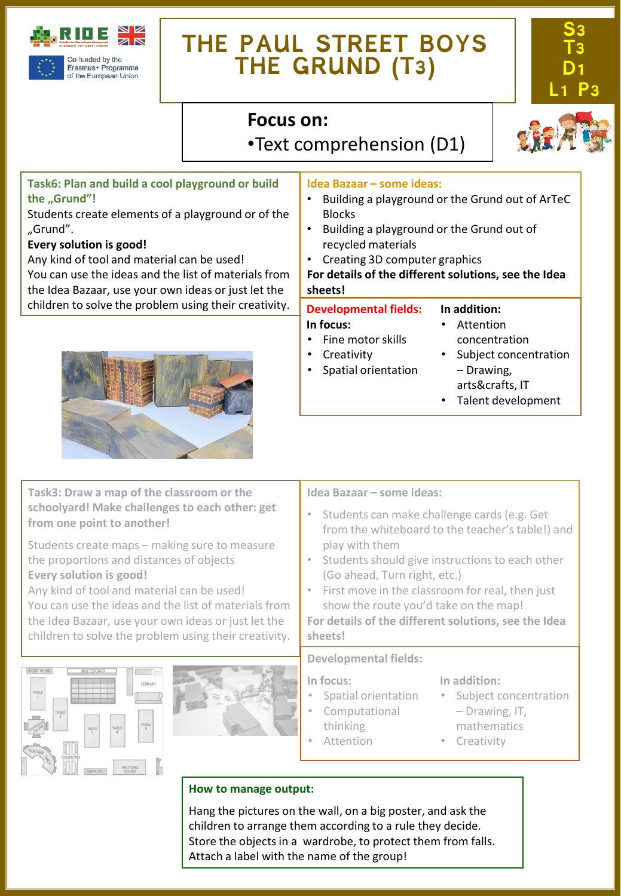# THE PAUL STREET BOYS THE GRUND (T3)

**S3 T3 D1 L1 P3**

Co-funded by the Erasmus+ Programme of the European Union

## Focus on:

- Text comprehension (D1)

### Task6: Plan and build a cool playground or build the „Grund"!

Students create elements of a playground or of the „Grund".

**Every solution is good!**

Any kind of tool and material can be used!

You can use the ideas and the list of materials from the Idea Bazaar, use your own ideas or just let the children to solve the problem using their creativity.

### Idea Bazaar – some ideas:

- Building a playground or the Grund out of ArTeC Blocks
- Building a playground or the Grund out of recycled materials
- Creating 3D computer graphics

**For details of the different solutions, see the Idea sheets!**

### Developmental fields:

**In focus:**

- Fine motor skills
- Creativity
- Spatial orientation

**In addition:**

- Attention concentration
- Subject concentration – Drawing, arts&crafts, IT
- Talent development

### Task3: Draw a map of the classroom or the schoolyard! Make challenges to each other: get from one point to another!

Students create maps – making sure to measure the proportions and distances of objects

**Every solution is good!**

Any kind of tool and material can be used!

You can use the ideas and the list of materials from the Idea Bazaar, use your own ideas or just let the children to solve the problem using their creativity.

### Idea Bazaar – some ideas:

- Students can make challenge cards (e.g. Get from the whiteboard to the teacher's table!) and play with them
- Students should give instructions to each other (Go ahead, Turn right, etc.)
- First move in the classroom for real, then just show the route you'd take on the map!

**For details of the different solutions, see the Idea sheets!**

### Developmental fields:

**In focus:**

- Spatial orientation
- Computational thinking
- Attention

**In addition:**

- Subject concentration – Drawing, IT, mathematics
- Creativity

### How to manage output:

Hang the pictures on the wall, on a big poster, and ask the children to arrange them according to a rule they decide. Store the objects in a wardrobe, to protect them from falls. Attach a label with the name of the group!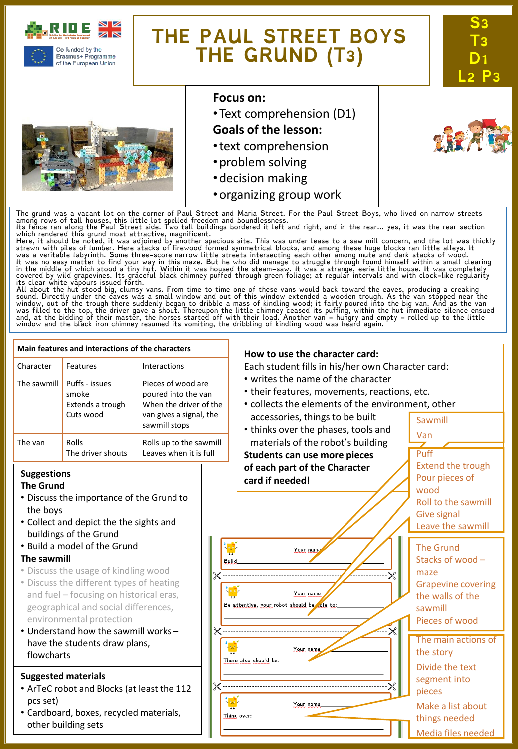# THE PAUL STREET BOYS THE GRUND (T3)

S3 T3 D1 L2 P3

**Focus on:**

- Text comprehension (D1)

**Goals of the lesson:**

- text comprehension
- problem solving
- decision making
- organizing group work

The grund was a vacant lot on the corner of Paul Street and Maria Street. For the Paul Street Boys, who lived on narrow streets among rows of tall houses, this little lot spelled freedom and boundlessness.
Its fence ran along the Paul Street side. Two tall buildings bordered it left and right, and in the rear... yes, it was the rear section which rendered this grund most attractive, magnificent.
Here, it should be noted, it was adjoined by another spacious site. This was under lease to a saw mill concern, and the lot was thickly strewn with piles of lumber. Here stacks of firewood formed symmetrical blocks, and among these huge blocks ran little alleys. It was a veritable labyrinth. Some three-score narrow little streets intersecting each other among mute and dark stacks of wood.
It was no easy matter to find your way in this maze. But he who did manage to struggle through found himself within a small clearing in the middle of which stood a tiny hut. Within it was housed the steam-saw. It was a strange, eerie little house. It was completely covered by wild grapevines. Its graceful black chimney puffed through green foliage; at regular intervals and with clock-like regularity its clear white vapours issued forth.
All about the hut stood big, clumsy vans. From time to time one of these vans would back toward the eaves, producing a creaking sound. Directly under the eaves was a small window and out of this window extended a wooden trough. As the van stopped near the window, out of the trough there suddenly began to dribble a mass of kindling wood; it fairly poured into the big van. And as the van was filled to the top, the driver gave a shout. Thereupon the little chimney ceased its puffing, within the hut immediate silence ensued and, at the bidding of their master, the horses started off with their load. Another van – hungry and empty – rolled up to the little window and the black iron chimney resumed its vomiting, the dribbling of kindling wood was heard again.

**Main features and interactions of the characters**

| Character | Features | Interactions |
|---|---|---|
| The sawmill | Puffs - issues smoke<br>Extends a trough<br>Cuts wood | Pieces of wood are poured into the van<br>When the driver of the van gives a signal, the sawmill stops |
| The van | Rolls<br>The driver shouts | Rolls up to the sawmill<br>Leaves when it is full |

**How to use the character card:**

Each student fills in his/her own Character card:

- writes the name of the character
- their features, movements, reactions, etc.
- collects the elements of the environment, other accessories, things to be built
- thinks over the phases, tools and materials of the robot's building

**Students can use more pieces of each part of the Character card if needed!**

Sawmill
Van

Puff
Extend the trough
Pour pieces of wood
Roll to the sawmill
Give signal
Leave the sawmill

The Grund
Stacks of wood – maze
Grapevine covering the walls of the sawmill
Pieces of wood

The main actions of the story
Divide the text segment into pieces
Make a list about things needed
Media files needed

Your name ____
Build ____

Your name ____
Be attentive, your robot should be able to: ____

Your name ____
There also should be: ____

Your name ____
Think over: ____

## Suggestions

### The Grund

- Discuss the importance of the Grund to the boys
- Collect and depict the the sights and buildings of the Grund
- Build a model of the Grund

### The sawmill

- Discuss the usage of kindling wood
- Discuss the different types of heating and fuel – focusing on historical eras, geographical and social differences, environmental protection
- Understand how the sawmill works – have the students draw plans, flowcharts

## Suggested materials

- ArTeC robot and Blocks (at least the 112 pcs set)
- Cardboard, boxes, recycled materials, other building sets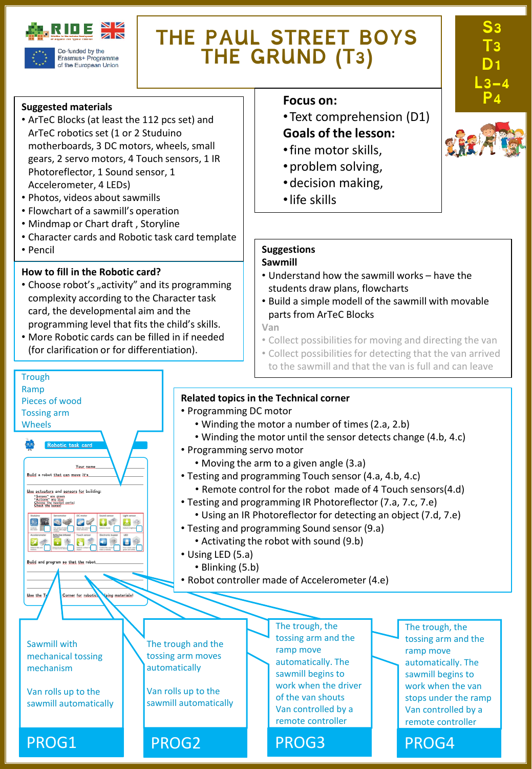# THE PAUL STREET BOYS THE GRUND (T3)

S3
T3
D1
L3–4
P4

Co-funded by the Erasmus+ Programme of the European Union

### Suggested materials

- ArTeC Blocks (at least the 112 pcs set) and ArTeC robotics set (1 or 2 Studuino motherboards, 3 DC motors, wheels, small gears, 2 servo motors, 4 Touch sensors, 1 IR Photoreflector, 1 Sound sensor, 1 Accelerometer, 4 LEDs)
- Photos, videos about sawmills
- Flowchart of a sawmill's operation
- Mindmap or Chart draft , Storyline
- Character cards and Robotic task card template
- Pencil

### Focus on:

- Text comprehension (D1)

### Goals of the lesson:

- fine motor skills,
- problem solving,
- decision making,
- life skills

### How to fill in the Robotic card?

- Choose robot's „activity" and its programming complexity according to the Character task card, the developmental aim and the programming level that fits the child's skills.
- More Robotic cards can be filled in if needed (for clarification or for differentiation).

### Suggestions

**Sawmill**

- Understand how the sawmill works – have the students draw plans, flowcharts
- Build a simple modell of the sawmill with movable parts from ArTeC Blocks

**Van**

- Collect possibilities for moving and directing the van
- Collect possibilities for detecting that the van arrived to the sawmill and that the van is full and can leave

Trough
Ramp
Pieces of wood
Tossing arm
Wheels

### Related topics in the Technical corner

- Programming DC motor
  - Winding the motor a number of times (2.a, 2.b)
  - Winding the motor until the sensor detects change (4.b, 4.c)
- Programming servo motor
  - Moving the arm to a given angle (3.a)
- Testing and programming Touch sensor (4.a, 4.b, 4.c)
  - Remote control for the robot made of 4 Touch sensors(4.d)
- Testing and programming IR Photoreflector (7.a, 7.c, 7.e)
  - Using an IR Photoreflector for detecting an object (7.d, 7.e)
- Testing and programming Sound sensor (9.a)
  - Activating the robot with sound (9.b)
- Using LED (5.a)
  - Blinking (5.b)
- Robot controller made of Accelerometer (4.e)

Robotic task card

**PROG1**
Sawmill with mechanical tossing mechanism
Van rolls up to the sawmill automatically

**PROG2**
The trough and the tossing arm moves automatically
Van rolls up to the sawmill automatically

**PROG3**
The trough, the tossing arm and the ramp move automatically. The sawmill begins to work when the driver of the van shouts
Van controlled by a remote controller

**PROG4**
The trough, the tossing arm and the ramp move automatically. The sawmill begins to work when the van stops under the ramp
Van controlled by a remote controller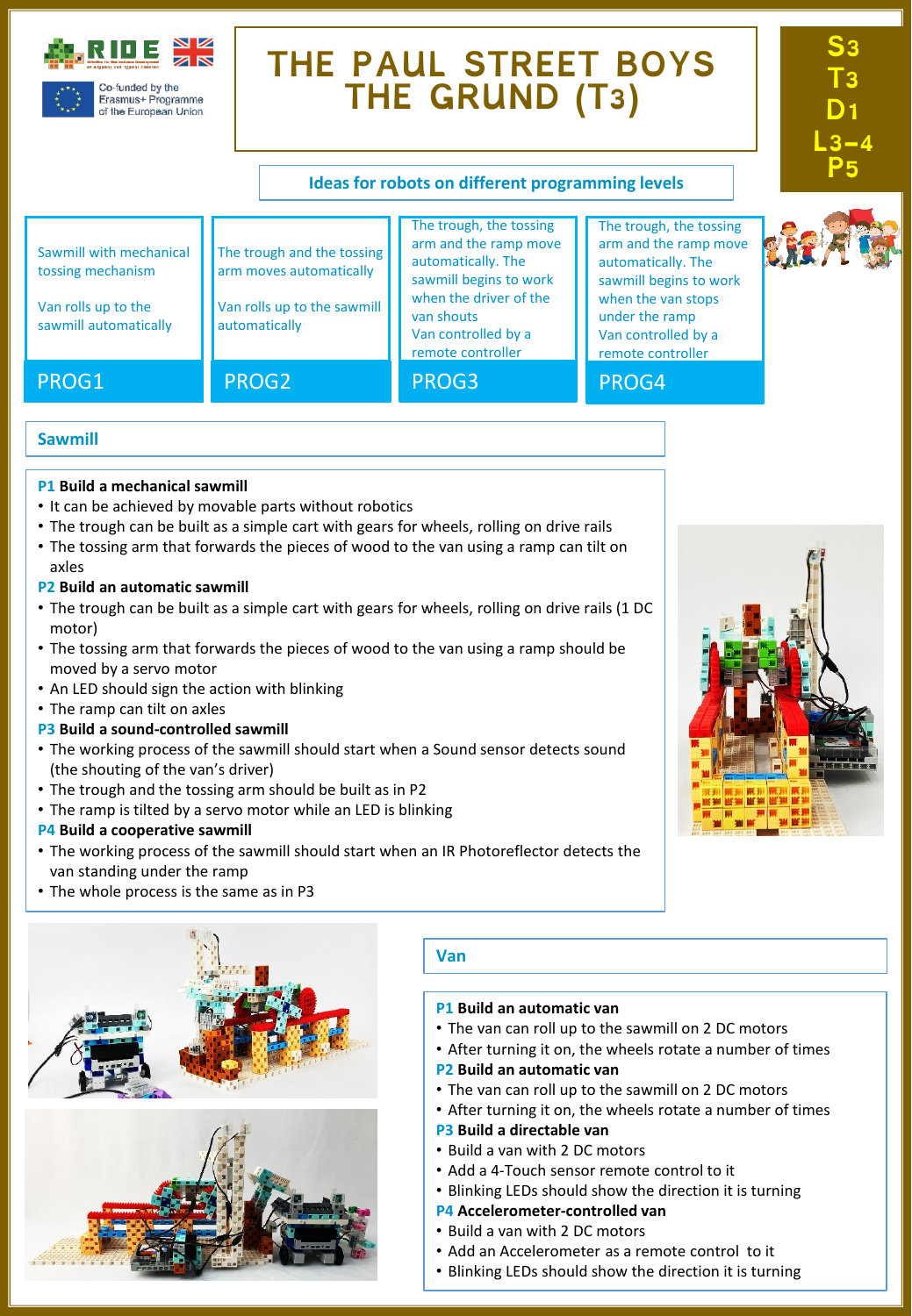Co-funded by the Erasmus+ Programme of the European Union

# THE PAUL STREET BOYS THE GRUND (T3)

S3 T3 D1 L3–4 P5

## Ideas for robots on different programming levels

| PROG1 | PROG2 | PROG3 | PROG4 |
| --- | --- | --- | --- |
| Sawmill with mechanical tossing mechanism<br><br>Van rolls up to the sawmill automatically | The trough and the tossing arm moves automatically<br><br>Van rolls up to the sawmill automatically | The trough, the tossing arm and the ramp move automatically. The sawmill begins to work when the driver of the van shouts<br>Van controlled by a remote controller | The trough, the tossing arm and the ramp move automatically. The sawmill begins to work when the van stops under the ramp<br>Van controlled by a remote controller |

## Sawmill

**P1 Build a mechanical sawmill**
- It can be achieved by movable parts without robotics
- The trough can be built as a simple cart with gears for wheels, rolling on drive rails
- The tossing arm that forwards the pieces of wood to the van using a ramp can tilt on axles

**P2 Build an automatic sawmill**
- The trough can be built as a simple cart with gears for wheels, rolling on drive rails (1 DC motor)
- The tossing arm that forwards the pieces of wood to the van using a ramp should be moved by a servo motor
- An LED should sign the action with blinking
- The ramp can tilt on axles

**P3 Build a sound-controlled sawmill**
- The working process of the sawmill should start when a Sound sensor detects sound (the shouting of the van's driver)
- The trough and the tossing arm should be built as in P2
- The ramp is tilted by a servo motor while an LED is blinking

**P4 Build a cooperative sawmill**
- The working process of the sawmill should start when an IR Photoreflector detects the van standing under the ramp
- The whole process is the same as in P3

## Van

**P1 Build an automatic van**
- The van can roll up to the sawmill on 2 DC motors
- After turning it on, the wheels rotate a number of times

**P2 Build an automatic van**
- The van can roll up to the sawmill on 2 DC motors
- After turning it on, the wheels rotate a number of times

**P3 Build a directable van**
- Build a van with 2 DC motors
- Add a 4-Touch sensor remote control to it
- Blinking LEDs should show the direction it is turning

**P4 Accelerometer-controlled van**
- Build a van with 2 DC motors
- Add an Accelerometer as a remote control to it
- Blinking LEDs should show the direction it is turning